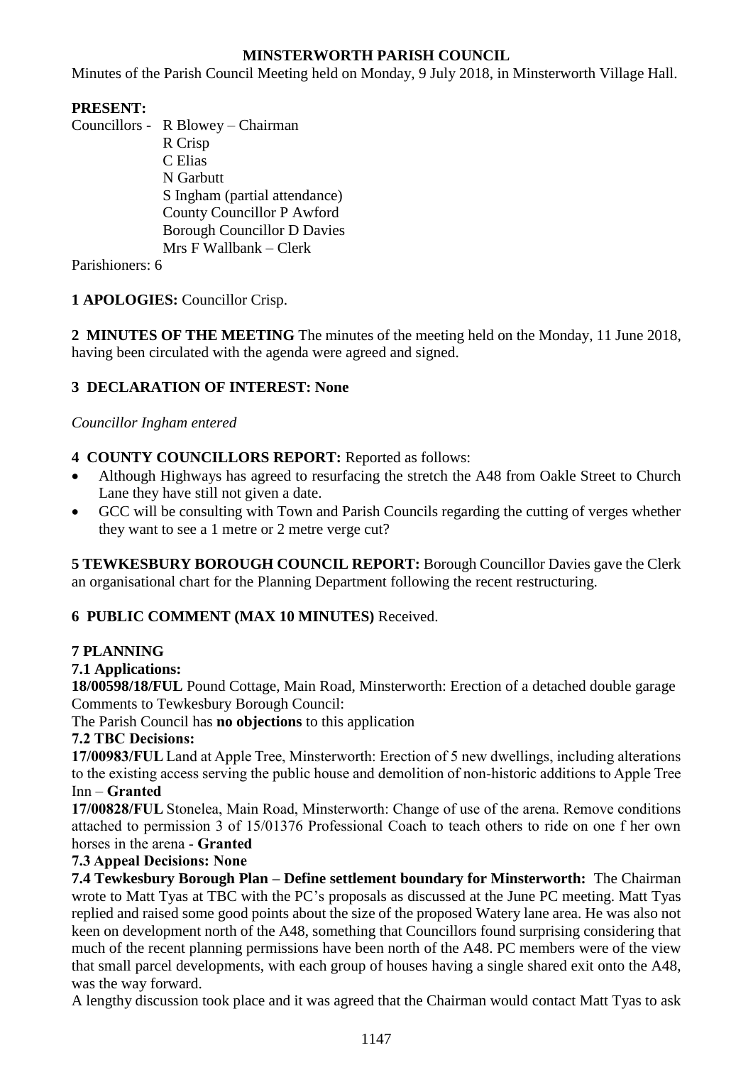# MINSTERWORTH PARISH COUNCIL

Minutes of the Parish Council Meeting held on Monday, 9 July 2018, in Minsterworth Village Hall.

**PRESENT:**

Councillors - R Blowey – Chairman
R Crisp
C Elias
N Garbutt
S Ingham (partial attendance)
County Councillor P Awford
Borough Councillor D Davies
Mrs F Wallbank – Clerk

Parishioners: 6

**1 APOLOGIES:** Councillor Crisp.

**2 MINUTES OF THE MEETING** The minutes of the meeting held on the Monday, 11 June 2018, having been circulated with the agenda were agreed and signed.

**3 DECLARATION OF INTEREST: None**

*Councillor Ingham entered*

**4 COUNTY COUNCILLORS REPORT:** Reported as follows:

- Although Highways has agreed to resurfacing the stretch the A48 from Oakle Street to Church Lane they have still not given a date.
- GCC will be consulting with Town and Parish Councils regarding the cutting of verges whether they want to see a 1 metre or 2 metre verge cut?

**5 TEWKESBURY BOROUGH COUNCIL REPORT:** Borough Councillor Davies gave the Clerk an organisational chart for the Planning Department following the recent restructuring.

**6 PUBLIC COMMENT (MAX 10 MINUTES)** Received.

**7 PLANNING**

**7.1 Applications:**

**18/00598/18/FUL** Pound Cottage, Main Road, Minsterworth: Erection of a detached double garage
Comments to Tewkesbury Borough Council:
The Parish Council has **no objections** to this application

**7.2 TBC Decisions:**

**17/00983/FUL** Land at Apple Tree, Minsterworth: Erection of 5 new dwellings, including alterations to the existing access serving the public house and demolition of non-historic additions to Apple Tree Inn – **Granted**

**17/00828/FUL** Stonelea, Main Road, Minsterworth: Change of use of the arena. Remove conditions attached to permission 3 of 15/01376 Professional Coach to teach others to ride on one f her own horses in the arena - **Granted**

**7.3 Appeal Decisions: None**

**7.4 Tewkesbury Borough Plan – Define settlement boundary for Minsterworth:** The Chairman wrote to Matt Tyas at TBC with the PC's proposals as discussed at the June PC meeting. Matt Tyas replied and raised some good points about the size of the proposed Watery lane area. He was also not keen on development north of the A48, something that Councillors found surprising considering that much of the recent planning permissions have been north of the A48. PC members were of the view that small parcel developments, with each group of houses having a single shared exit onto the A48, was the way forward.

A lengthy discussion took place and it was agreed that the Chairman would contact Matt Tyas to ask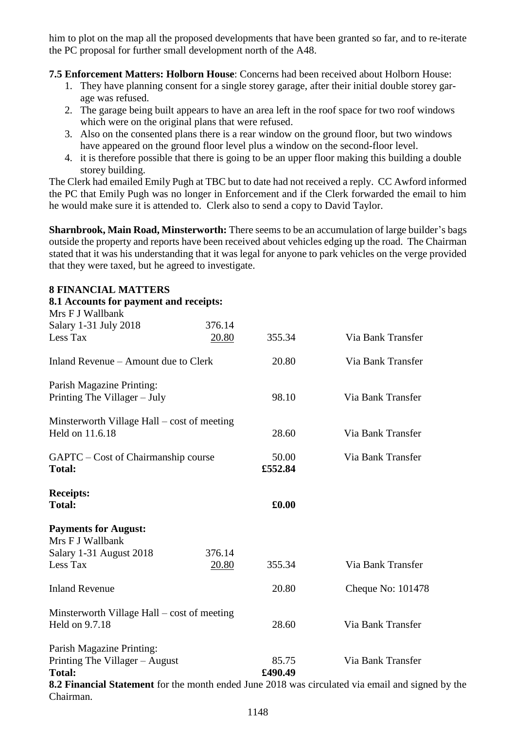him to plot on the map all the proposed developments that have been granted so far, and to re-iterate the PC proposal for further small development north of the A48.

**7.5 Enforcement Matters: Holborn House**: Concerns had been received about Holborn House:

1. They have planning consent for a single storey garage, after their initial double storey garage was refused.
2. The garage being built appears to have an area left in the roof space for two roof windows which were on the original plans that were refused.
3. Also on the consented plans there is a rear window on the ground floor, but two windows have appeared on the ground floor level plus a window on the second-floor level.
4. it is therefore possible that there is going to be an upper floor making this building a double storey building.

The Clerk had emailed Emily Pugh at TBC but to date had not received a reply. CC Awford informed the PC that Emily Pugh was no longer in Enforcement and if the Clerk forwarded the email to him he would make sure it is attended to. Clerk also to send a copy to David Taylor.

**Sharnbrook, Main Road, Minsterworth:** There seems to be an accumulation of large builder's bags outside the property and reports have been received about vehicles edging up the road. The Chairman stated that it was his understanding that it was legal for anyone to park vehicles on the verge provided that they were taxed, but he agreed to investigate.

## 8 FINANCIAL MATTERS

**8.1 Accounts for payment and receipts:**

| | | | |
|---|---|---|---|
| Mrs F J Wallbank | | | |
| Salary 1-31 July 2018 | 376.14 | | |
| Less Tax | 20.80 | 355.34 | Via Bank Transfer |
| Inland Revenue – Amount due to Clerk | | 20.80 | Via Bank Transfer |
| Parish Magazine Printing: | | | |
| Printing The Villager – July | | 98.10 | Via Bank Transfer |
| Minsterworth Village Hall – cost of meeting | | | |
| Held on 11.6.18 | | 28.60 | Via Bank Transfer |
| GAPTC – Cost of Chairmanship course | | 50.00 | Via Bank Transfer |
| **Total:** | | **£552.84** | |

| | | |
|---|---|---|
| **Receipts:** | | |
| **Total:** | **£0.00** | |

| | | | |
|---|---|---|---|
| **Payments for August:** | | | |
| Mrs F J Wallbank | | | |
| Salary 1-31 August 2018 | 376.14 | | |
| Less Tax | 20.80 | 355.34 | Via Bank Transfer |
| Inland Revenue | | 20.80 | Cheque No: 101478 |
| Minsterworth Village Hall – cost of meeting | | | |
| Held on 9.7.18 | | 28.60 | Via Bank Transfer |
| Parish Magazine Printing: | | | |
| Printing The Villager – August | | 85.75 | Via Bank Transfer |
| **Total:** | | **£490.49** | |

**8.2 Financial Statement** for the month ended June 2018 was circulated via email and signed by the Chairman.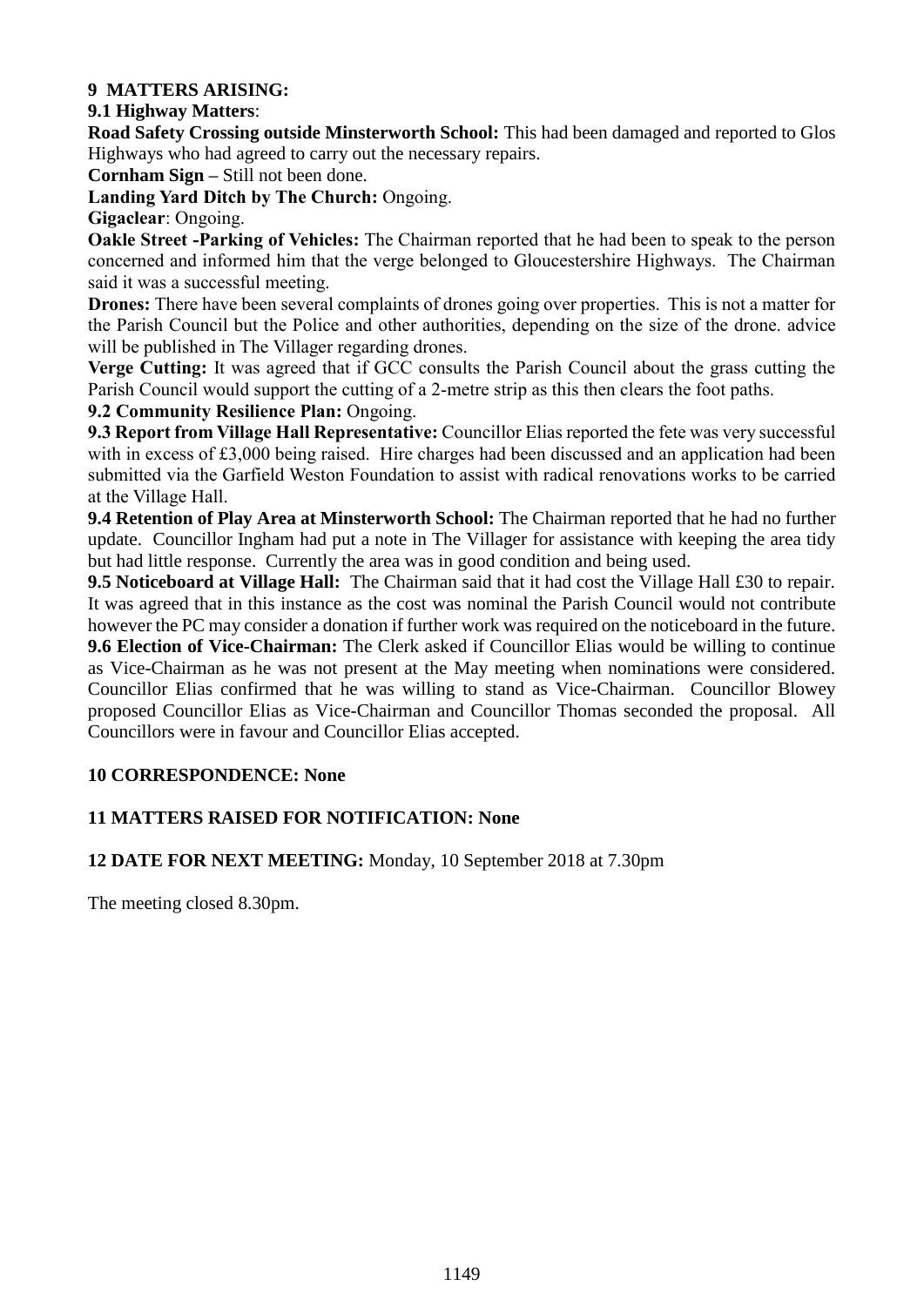**9 MATTERS ARISING:**

**9.1 Highway Matters**:

**Road Safety Crossing outside Minsterworth School:** This had been damaged and reported to Glos Highways who had agreed to carry out the necessary repairs.

**Cornham Sign –** Still not been done.

**Landing Yard Ditch by The Church:** Ongoing.

**Gigaclear**: Ongoing.

**Oakle Street -Parking of Vehicles:** The Chairman reported that he had been to speak to the person concerned and informed him that the verge belonged to Gloucestershire Highways. The Chairman said it was a successful meeting.

**Drones:** There have been several complaints of drones going over properties. This is not a matter for the Parish Council but the Police and other authorities, depending on the size of the drone. advice will be published in The Villager regarding drones.

**Verge Cutting:** It was agreed that if GCC consults the Parish Council about the grass cutting the Parish Council would support the cutting of a 2-metre strip as this then clears the foot paths.

**9.2 Community Resilience Plan:** Ongoing.

**9.3 Report from Village Hall Representative:** Councillor Elias reported the fete was very successful with in excess of £3,000 being raised. Hire charges had been discussed and an application had been submitted via the Garfield Weston Foundation to assist with radical renovations works to be carried at the Village Hall.

**9.4 Retention of Play Area at Minsterworth School:** The Chairman reported that he had no further update. Councillor Ingham had put a note in The Villager for assistance with keeping the area tidy but had little response. Currently the area was in good condition and being used.

**9.5 Noticeboard at Village Hall:** The Chairman said that it had cost the Village Hall £30 to repair. It was agreed that in this instance as the cost was nominal the Parish Council would not contribute however the PC may consider a donation if further work was required on the noticeboard in the future.

**9.6 Election of Vice-Chairman:** The Clerk asked if Councillor Elias would be willing to continue as Vice-Chairman as he was not present at the May meeting when nominations were considered. Councillor Elias confirmed that he was willing to stand as Vice-Chairman. Councillor Blowey proposed Councillor Elias as Vice-Chairman and Councillor Thomas seconded the proposal. All Councillors were in favour and Councillor Elias accepted.

**10 CORRESPONDENCE: None**

**11 MATTERS RAISED FOR NOTIFICATION: None**

**12 DATE FOR NEXT MEETING:** Monday, 10 September 2018 at 7.30pm

The meeting closed 8.30pm.